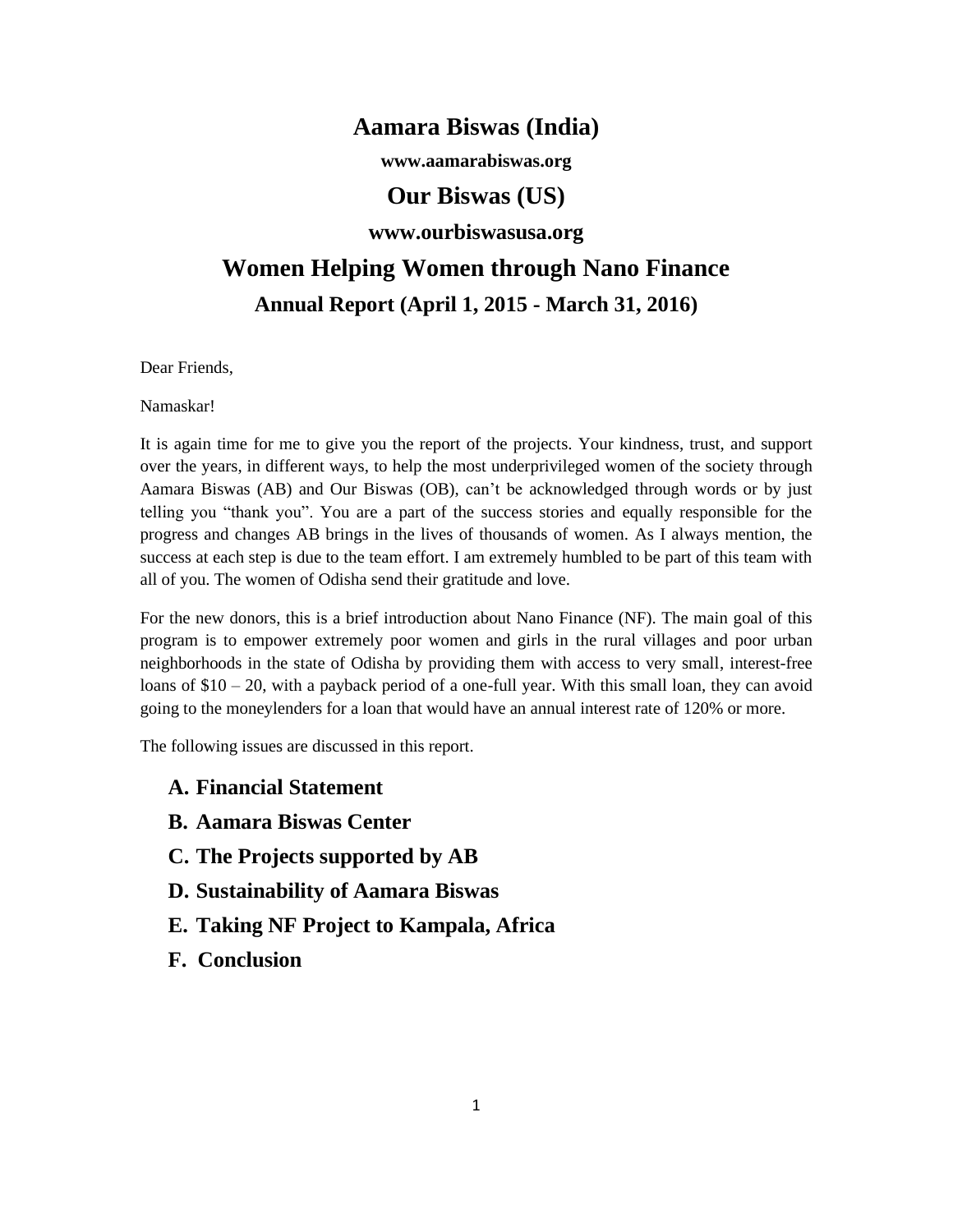# Aamara Biswas (India)

**www.aamarabiswas.org**

# Our Biswas (US)

**www.ourbiswasusa.org**

# Women Helping Women through Nano Finance

## Annual Report (April 1, 2015 - March 31, 2016)

Dear Friends,

Namaskar!

It is again time for me to give you the report of the projects. Your kindness, trust, and support over the years, in different ways, to help the most underprivileged women of the society through Aamara Biswas (AB) and Our Biswas (OB), can't be acknowledged through words or by just telling you "thank you". You are a part of the success stories and equally responsible for the progress and changes AB brings in the lives of thousands of women. As I always mention, the success at each step is due to the team effort. I am extremely humbled to be part of this team with all of you. The women of Odisha send their gratitude and love.

For the new donors, this is a brief introduction about Nano Finance (NF). The main goal of this program is to empower extremely poor women and girls in the rural villages and poor urban neighborhoods in the state of Odisha by providing them with access to very small, interest-free loans of $10 – 20, with a payback period of a one-full year. With this small loan, they can avoid going to the moneylenders for a loan that would have an annual interest rate of 120% or more.

The following issues are discussed in this report.

- **A. Financial Statement**
- **B. Aamara Biswas Center**
- **C. The Projects supported by AB**
- **D. Sustainability of Aamara Biswas**
- **E. Taking NF Project to Kampala, Africa**
- **F. Conclusion**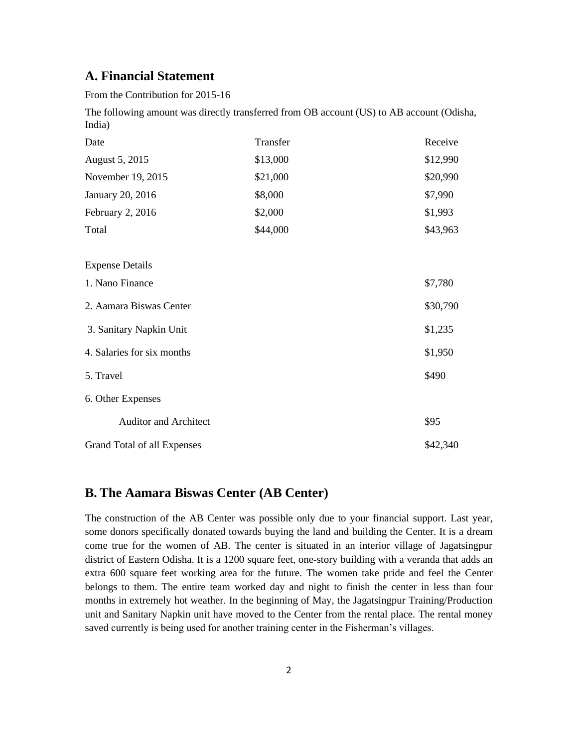## A. Financial Statement

From the Contribution for 2015-16

The following amount was directly transferred from OB account (US) to AB account (Odisha, India)

| Date | Transfer | Receive |
|---|---|---|
| August 5, 2015 | $13,000 | $12,990 |
| November 19, 2015 | $21,000 | $20,990 |
| January 20, 2016 | $8,000 | $7,990 |
| February 2, 2016 | $2,000 | $1,993 |
| Total | $44,000 | $43,963 |

| Expense Details | |
|---|---|
| 1. Nano Finance | $7,780 |
| 2. Aamara Biswas Center | $30,790 |
| 3. Sanitary Napkin Unit | $1,235 |
| 4. Salaries for six months | $1,950 |
| 5. Travel | $490 |
| 6. Other Expenses | |
| Auditor and Architect | $95 |
| Grand Total of all Expenses | $42,340 |

## B. The Aamara Biswas Center (AB Center)

The construction of the AB Center was possible only due to your financial support. Last year, some donors specifically donated towards buying the land and building the Center. It is a dream come true for the women of AB. The center is situated in an interior village of Jagatsingpur district of Eastern Odisha. It is a 1200 square feet, one-story building with a veranda that adds an extra 600 square feet working area for the future. The women take pride and feel the Center belongs to them. The entire team worked day and night to finish the center in less than four months in extremely hot weather. In the beginning of May, the Jagatsingpur Training/Production unit and Sanitary Napkin unit have moved to the Center from the rental place. The rental money saved currently is being used for another training center in the Fisherman's villages.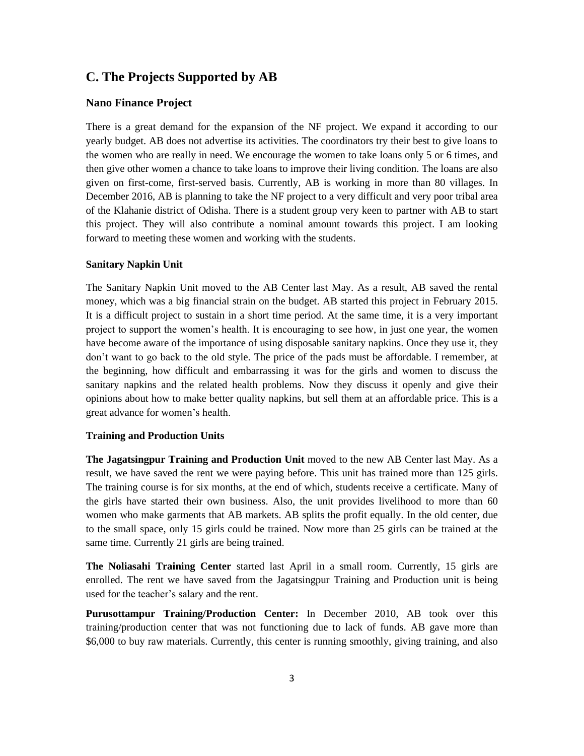## C. The Projects Supported by AB

### Nano Finance Project

There is a great demand for the expansion of the NF project. We expand it according to our yearly budget. AB does not advertise its activities. The coordinators try their best to give loans to the women who are really in need. We encourage the women to take loans only 5 or 6 times, and then give other women a chance to take loans to improve their living condition. The loans are also given on first-come, first-served basis. Currently, AB is working in more than 80 villages. In December 2016, AB is planning to take the NF project to a very difficult and very poor tribal area of the Klahanie district of Odisha. There is a student group very keen to partner with AB to start this project. They will also contribute a nominal amount towards this project. I am looking forward to meeting these women and working with the students.

#### Sanitary Napkin Unit

The Sanitary Napkin Unit moved to the AB Center last May. As a result, AB saved the rental money, which was a big financial strain on the budget. AB started this project in February 2015. It is a difficult project to sustain in a short time period. At the same time, it is a very important project to support the women's health. It is encouraging to see how, in just one year, the women have become aware of the importance of using disposable sanitary napkins. Once they use it, they don't want to go back to the old style. The price of the pads must be affordable. I remember, at the beginning, how difficult and embarrassing it was for the girls and women to discuss the sanitary napkins and the related health problems. Now they discuss it openly and give their opinions about how to make better quality napkins, but sell them at an affordable price. This is a great advance for women's health.

#### Training and Production Units

**The Jagatsingpur Training and Production Unit** moved to the new AB Center last May. As a result, we have saved the rent we were paying before. This unit has trained more than 125 girls. The training course is for six months, at the end of which, students receive a certificate. Many of the girls have started their own business. Also, the unit provides livelihood to more than 60 women who make garments that AB markets. AB splits the profit equally. In the old center, due to the small space, only 15 girls could be trained. Now more than 25 girls can be trained at the same time. Currently 21 girls are being trained.

**The Noliasahi Training Center** started last April in a small room. Currently, 15 girls are enrolled. The rent we have saved from the Jagatsingpur Training and Production unit is being used for the teacher's salary and the rent.

**Purusottampur Training/Production Center:** In December 2010, AB took over this training/production center that was not functioning due to lack of funds. AB gave more than $6,000 to buy raw materials. Currently, this center is running smoothly, giving training, and also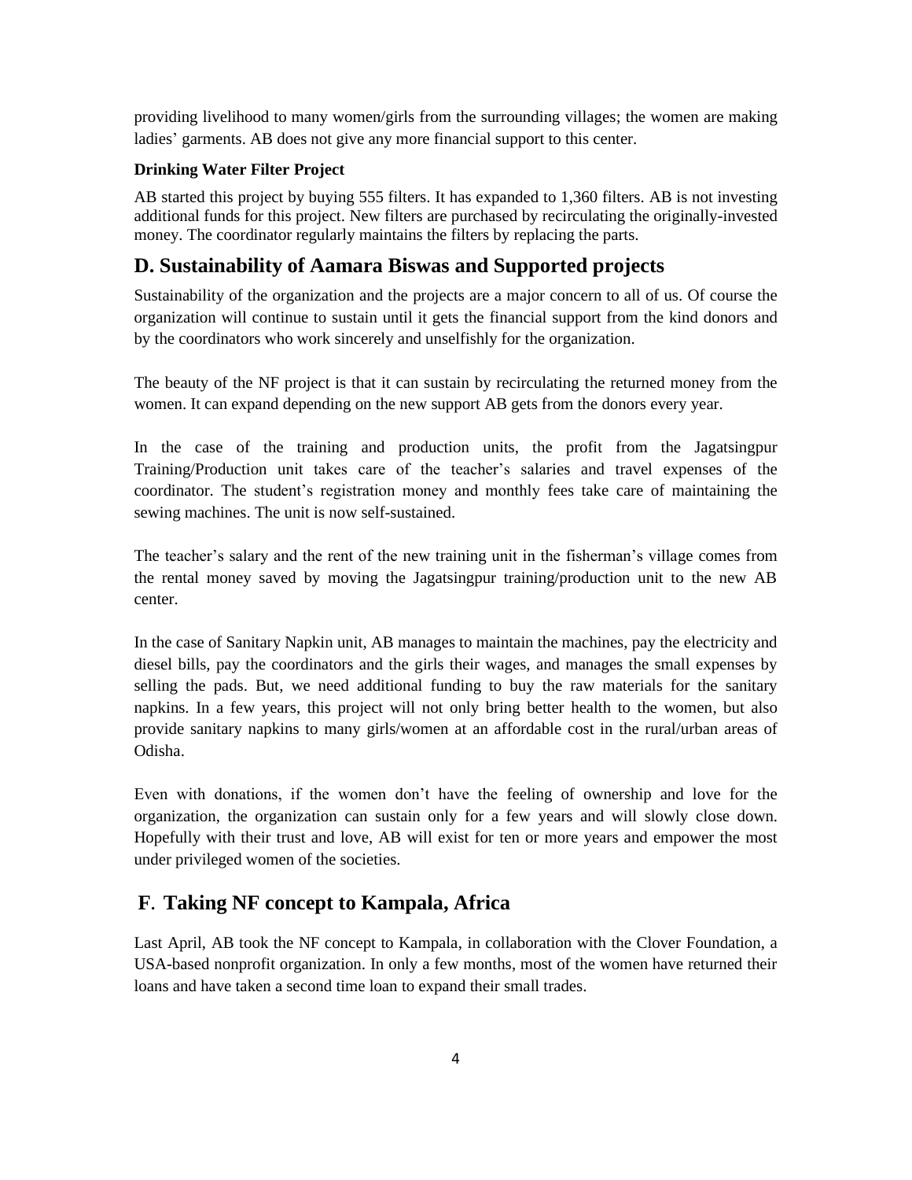providing livelihood to many women/girls from the surrounding villages; the women are making ladies' garments. AB does not give any more financial support to this center.

**Drinking Water Filter Project**

AB started this project by buying 555 filters. It has expanded to 1,360 filters. AB is not investing additional funds for this project. New filters are purchased by recirculating the originally-invested money. The coordinator regularly maintains the filters by replacing the parts.

## D. Sustainability of Aamara Biswas and Supported projects

Sustainability of the organization and the projects are a major concern to all of us. Of course the organization will continue to sustain until it gets the financial support from the kind donors and by the coordinators who work sincerely and unselfishly for the organization.

The beauty of the NF project is that it can sustain by recirculating the returned money from the women. It can expand depending on the new support AB gets from the donors every year.

In the case of the training and production units, the profit from the Jagatsingpur Training/Production unit takes care of the teacher's salaries and travel expenses of the coordinator. The student's registration money and monthly fees take care of maintaining the sewing machines. The unit is now self-sustained.

The teacher's salary and the rent of the new training unit in the fisherman's village comes from the rental money saved by moving the Jagatsingpur training/production unit to the new AB center.

In the case of Sanitary Napkin unit, AB manages to maintain the machines, pay the electricity and diesel bills, pay the coordinators and the girls their wages, and manages the small expenses by selling the pads. But, we need additional funding to buy the raw materials for the sanitary napkins. In a few years, this project will not only bring better health to the women, but also provide sanitary napkins to many girls/women at an affordable cost in the rural/urban areas of Odisha.

Even with donations, if the women don't have the feeling of ownership and love for the organization, the organization can sustain only for a few years and will slowly close down. Hopefully with their trust and love, AB will exist for ten or more years and empower the most under privileged women of the societies.

## F. Taking NF concept to Kampala, Africa

Last April, AB took the NF concept to Kampala, in collaboration with the Clover Foundation, a USA-based nonprofit organization. In only a few months, most of the women have returned their loans and have taken a second time loan to expand their small trades.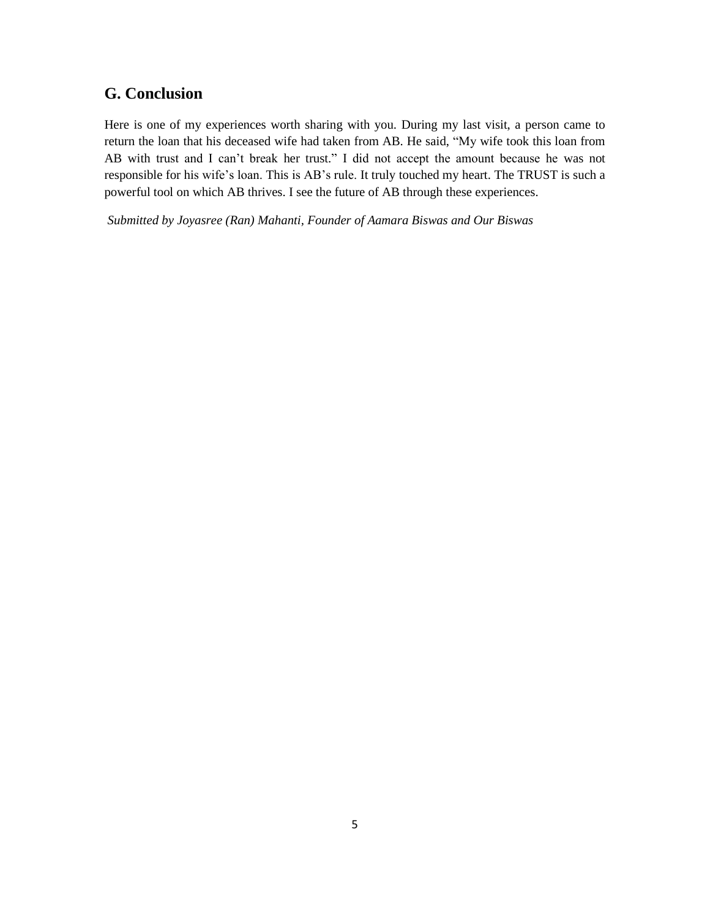## G. Conclusion

Here is one of my experiences worth sharing with you. During my last visit, a person came to return the loan that his deceased wife had taken from AB. He said, “My wife took this loan from AB with trust and I can’t break her trust.” I did not accept the amount because he was not responsible for his wife’s loan. This is AB’s rule. It truly touched my heart. The TRUST is such a powerful tool on which AB thrives. I see the future of AB through these experiences.

*Submitted by Joyasree (Ran) Mahanti, Founder of Aamara Biswas and Our Biswas*